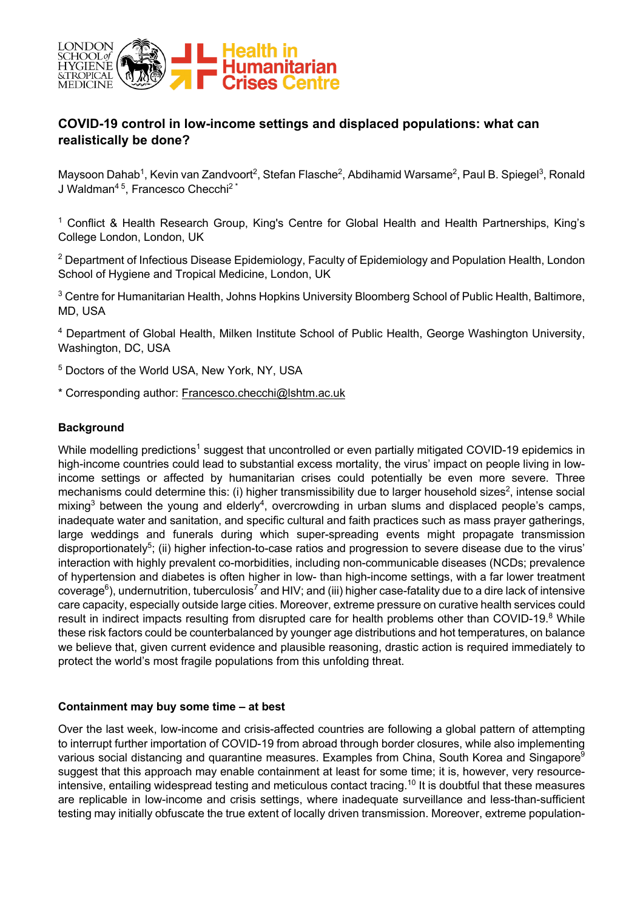## COVID-19 control in low-income settings and displaced populations: what can realistically be done?

Maysoon Dahab[1], Kevin van Zandvoort[2], Stefan Flasche[2], Abdihamid Warsame[2], Paul B. Spiegel[3], Ronald J Waldman[4 5], Francesco Checchi[2 *]

[1] Conflict & Health Research Group, King's Centre for Global Health and Health Partnerships, King's College London, London, UK

[2] Department of Infectious Disease Epidemiology, Faculty of Epidemiology and Population Health, London School of Hygiene and Tropical Medicine, London, UK

[3] Centre for Humanitarian Health, Johns Hopkins University Bloomberg School of Public Health, Baltimore, MD, USA

[4] Department of Global Health, Milken Institute School of Public Health, George Washington University, Washington, DC, USA

[5] Doctors of the World USA, New York, NY, USA

* Corresponding author: Francesco.checchi@lshtm.ac.uk

### Background

While modelling predictions[1] suggest that uncontrolled or even partially mitigated COVID-19 epidemics in high-income countries could lead to substantial excess mortality, the virus' impact on people living in low-income settings or affected by humanitarian crises could potentially be even more severe. Three mechanisms could determine this: (i) higher transmissibility due to larger household sizes[2], intense social mixing[3] between the young and elderly[4], overcrowding in urban slums and displaced people's camps, inadequate water and sanitation, and specific cultural and faith practices such as mass prayer gatherings, large weddings and funerals during which super-spreading events might propagate transmission disproportionately[5]; (ii) higher infection-to-case ratios and progression to severe disease due to the virus' interaction with highly prevalent co-morbidities, including non-communicable diseases (NCDs; prevalence of hypertension and diabetes is often higher in low- than high-income settings, with a far lower treatment coverage[6]), undernutrition, tuberculosis[7] and HIV; and (iii) higher case-fatality due to a dire lack of intensive care capacity, especially outside large cities. Moreover, extreme pressure on curative health services could result in indirect impacts resulting from disrupted care for health problems other than COVID-19.[8] While these risk factors could be counterbalanced by younger age distributions and hot temperatures, on balance we believe that, given current evidence and plausible reasoning, drastic action is required immediately to protect the world's most fragile populations from this unfolding threat.

### Containment may buy some time – at best

Over the last week, low-income and crisis-affected countries are following a global pattern of attempting to interrupt further importation of COVID-19 from abroad through border closures, while also implementing various social distancing and quarantine measures. Examples from China, South Korea and Singapore[9] suggest that this approach may enable containment at least for some time; it is, however, very resource-intensive, entailing widespread testing and meticulous contact tracing.[10] It is doubtful that these measures are replicable in low-income and crisis settings, where inadequate surveillance and less-than-sufficient testing may initially obfuscate the true extent of locally driven transmission. Moreover, extreme population-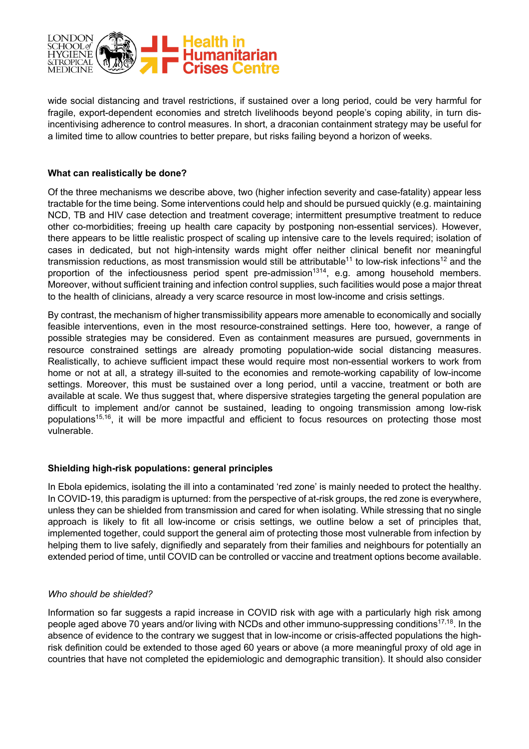wide social distancing and travel restrictions, if sustained over a long period, could be very harmful for fragile, export-dependent economies and stretch livelihoods beyond people's coping ability, in turn dis-incentivising adherence to control measures. In short, a draconian containment strategy may be useful for a limited time to allow countries to better prepare, but risks failing beyond a horizon of weeks.

## What can realistically be done?

Of the three mechanisms we describe above, two (higher infection severity and case-fatality) appear less tractable for the time being. Some interventions could help and should be pursued quickly (e.g. maintaining NCD, TB and HIV case detection and treatment coverage; intermittent presumptive treatment to reduce other co-morbidities; freeing up health care capacity by postponing non-essential services). However, there appears to be little realistic prospect of scaling up intensive care to the levels required; isolation of cases in dedicated, but not high-intensity wards might offer neither clinical benefit nor meaningful transmission reductions, as most transmission would still be attributable[11] to low-risk infections[12] and the proportion of the infectiousness period spent pre-admission[13,14], e.g. among household members. Moreover, without sufficient training and infection control supplies, such facilities would pose a major threat to the health of clinicians, already a very scarce resource in most low-income and crisis settings.

By contrast, the mechanism of higher transmissibility appears more amenable to economically and socially feasible interventions, even in the most resource-constrained settings. Here too, however, a range of possible strategies may be considered. Even as containment measures are pursued, governments in resource constrained settings are already promoting population-wide social distancing measures. Realistically, to achieve sufficient impact these would require most non-essential workers to work from home or not at all, a strategy ill-suited to the economies and remote-working capability of low-income settings. Moreover, this must be sustained over a long period, until a vaccine, treatment or both are available at scale. We thus suggest that, where dispersive strategies targeting the general population are difficult to implement and/or cannot be sustained, leading to ongoing transmission among low-risk populations[15,16], it will be more impactful and efficient to focus resources on protecting those most vulnerable.

## Shielding high-risk populations: general principles

In Ebola epidemics, isolating the ill into a contaminated 'red zone' is mainly needed to protect the healthy. In COVID-19, this paradigm is upturned: from the perspective of at-risk groups, the red zone is everywhere, unless they can be shielded from transmission and cared for when isolating. While stressing that no single approach is likely to fit all low-income or crisis settings, we outline below a set of principles that, implemented together, could support the general aim of protecting those most vulnerable from infection by helping them to live safely, dignifiedly and separately from their families and neighbours for potentially an extended period of time, until COVID can be controlled or vaccine and treatment options become available.

### *Who should be shielded?*

Information so far suggests a rapid increase in COVID risk with age with a particularly high risk among people aged above 70 years and/or living with NCDs and other immuno-suppressing conditions[17,18]. In the absence of evidence to the contrary we suggest that in low-income or crisis-affected populations the high-risk definition could be extended to those aged 60 years or above (a more meaningful proxy of old age in countries that have not completed the epidemiologic and demographic transition). It should also consider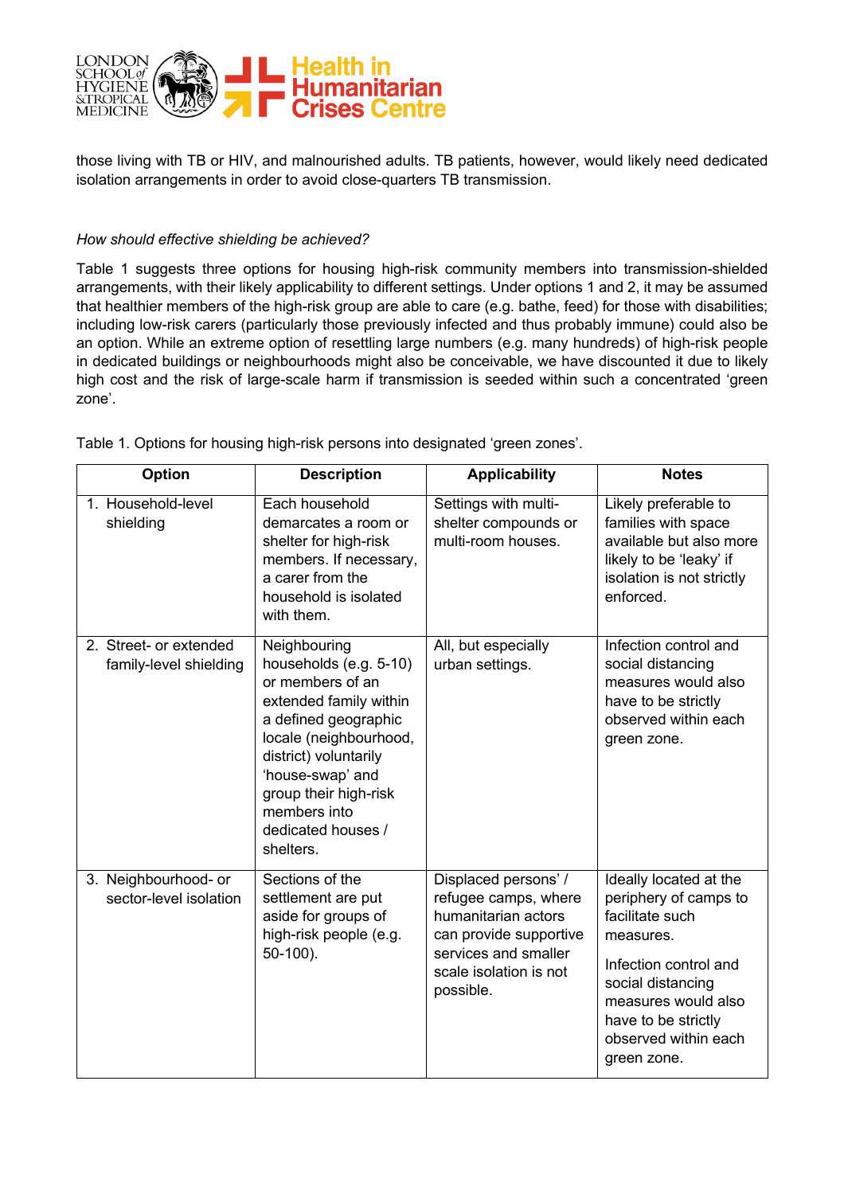those living with TB or HIV, and malnourished adults. TB patients, however, would likely need dedicated isolation arrangements in order to avoid close-quarters TB transmission.

*How should effective shielding be achieved?*

Table 1 suggests three options for housing high-risk community members into transmission-shielded arrangements, with their likely applicability to different settings. Under options 1 and 2, it may be assumed that healthier members of the high-risk group are able to care (e.g. bathe, feed) for those with disabilities; including low-risk carers (particularly those previously infected and thus probably immune) could also be an option. While an extreme option of resettling large numbers (e.g. many hundreds) of high-risk people in dedicated buildings or neighbourhoods might also be conceivable, we have discounted it due to likely high cost and the risk of large-scale harm if transmission is seeded within such a concentrated 'green zone'.

Table 1. Options for housing high-risk persons into designated 'green zones'.

| Option | Description | Applicability | Notes |
|---|---|---|---|
| 1. Household-level shielding | Each household demarcates a room or shelter for high-risk members. If necessary, a carer from the household is isolated with them. | Settings with multi-shelter compounds or multi-room houses. | Likely preferable to families with space available but also more likely to be 'leaky' if isolation is not strictly enforced. |
| 2. Street- or extended family-level shielding | Neighbouring households (e.g. 5-10) or members of an extended family within a defined geographic locale (neighbourhood, district) voluntarily 'house-swap' and group their high-risk members into dedicated houses / shelters. | All, but especially urban settings. | Infection control and social distancing measures would also have to be strictly observed within each green zone. |
| 3. Neighbourhood- or sector-level isolation | Sections of the settlement are put aside for groups of high-risk people (e.g. 50-100). | Displaced persons' / refugee camps, where humanitarian actors can provide supportive services and smaller scale isolation is not possible. | Ideally located at the periphery of camps to facilitate such measures.<br><br>Infection control and social distancing measures would also have to be strictly observed within each green zone. |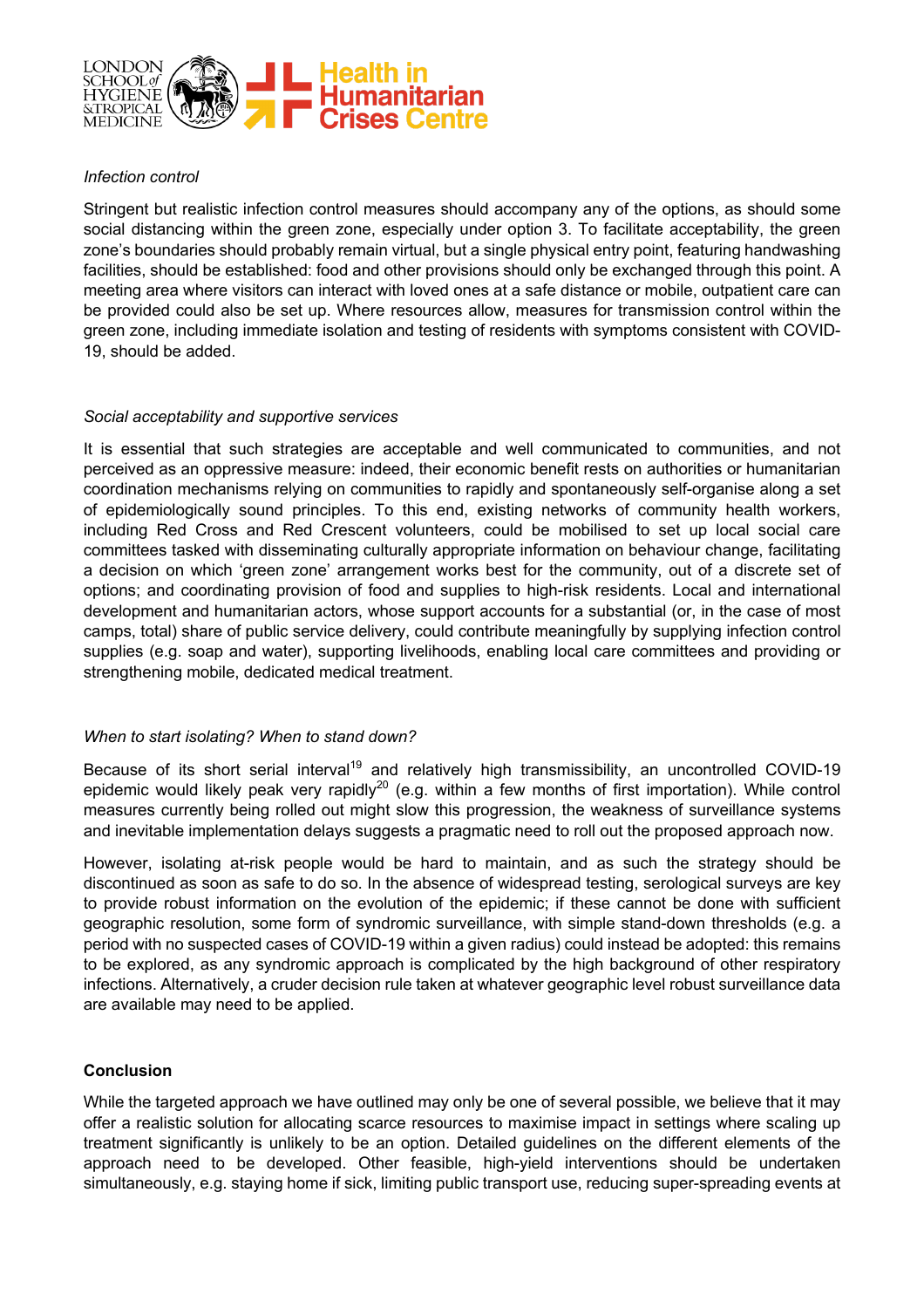*Infection control*

Stringent but realistic infection control measures should accompany any of the options, as should some social distancing within the green zone, especially under option 3. To facilitate acceptability, the green zone's boundaries should probably remain virtual, but a single physical entry point, featuring handwashing facilities, should be established: food and other provisions should only be exchanged through this point. A meeting area where visitors can interact with loved ones at a safe distance or mobile, outpatient care can be provided could also be set up. Where resources allow, measures for transmission control within the green zone, including immediate isolation and testing of residents with symptoms consistent with COVID-19, should be added.

*Social acceptability and supportive services*

It is essential that such strategies are acceptable and well communicated to communities, and not perceived as an oppressive measure: indeed, their economic benefit rests on authorities or humanitarian coordination mechanisms relying on communities to rapidly and spontaneously self-organise along a set of epidemiologically sound principles. To this end, existing networks of community health workers, including Red Cross and Red Crescent volunteers, could be mobilised to set up local social care committees tasked with disseminating culturally appropriate information on behaviour change, facilitating a decision on which 'green zone' arrangement works best for the community, out of a discrete set of options; and coordinating provision of food and supplies to high-risk residents. Local and international development and humanitarian actors, whose support accounts for a substantial (or, in the case of most camps, total) share of public service delivery, could contribute meaningfully by supplying infection control supplies (e.g. soap and water), supporting livelihoods, enabling local care committees and providing or strengthening mobile, dedicated medical treatment.

*When to start isolating? When to stand down?*

Because of its short serial interval[19] and relatively high transmissibility, an uncontrolled COVID-19 epidemic would likely peak very rapidly[20] (e.g. within a few months of first importation). While control measures currently being rolled out might slow this progression, the weakness of surveillance systems and inevitable implementation delays suggests a pragmatic need to roll out the proposed approach now.

However, isolating at-risk people would be hard to maintain, and as such the strategy should be discontinued as soon as safe to do so. In the absence of widespread testing, serological surveys are key to provide robust information on the evolution of the epidemic; if these cannot be done with sufficient geographic resolution, some form of syndromic surveillance, with simple stand-down thresholds (e.g. a period with no suspected cases of COVID-19 within a given radius) could instead be adopted: this remains to be explored, as any syndromic approach is complicated by the high background of other respiratory infections. Alternatively, a cruder decision rule taken at whatever geographic level robust surveillance data are available may need to be applied.

**Conclusion**

While the targeted approach we have outlined may only be one of several possible, we believe that it may offer a realistic solution for allocating scarce resources to maximise impact in settings where scaling up treatment significantly is unlikely to be an option. Detailed guidelines on the different elements of the approach need to be developed. Other feasible, high-yield interventions should be undertaken simultaneously, e.g. staying home if sick, limiting public transport use, reducing super-spreading events at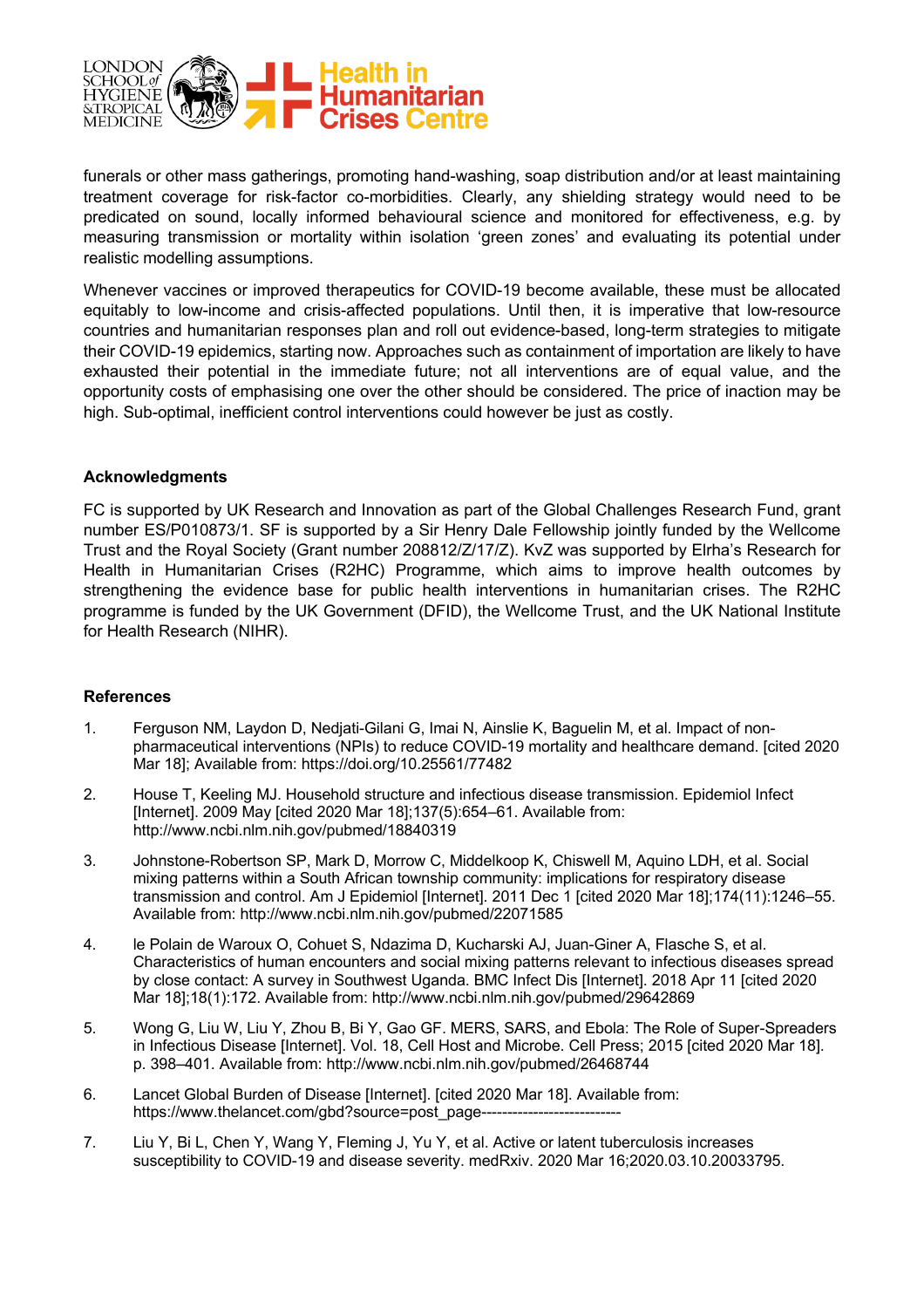funerals or other mass gatherings, promoting hand-washing, soap distribution and/or at least maintaining treatment coverage for risk-factor co-morbidities. Clearly, any shielding strategy would need to be predicated on sound, locally informed behavioural science and monitored for effectiveness, e.g. by measuring transmission or mortality within isolation 'green zones' and evaluating its potential under realistic modelling assumptions.

Whenever vaccines or improved therapeutics for COVID-19 become available, these must be allocated equitably to low-income and crisis-affected populations. Until then, it is imperative that low-resource countries and humanitarian responses plan and roll out evidence-based, long-term strategies to mitigate their COVID-19 epidemics, starting now. Approaches such as containment of importation are likely to have exhausted their potential in the immediate future; not all interventions are of equal value, and the opportunity costs of emphasising one over the other should be considered. The price of inaction may be high. Sub-optimal, inefficient control interventions could however be just as costly.

## Acknowledgments

FC is supported by UK Research and Innovation as part of the Global Challenges Research Fund, grant number ES/P010873/1. SF is supported by a Sir Henry Dale Fellowship jointly funded by the Wellcome Trust and the Royal Society (Grant number 208812/Z/17/Z). KvZ was supported by Elrha's Research for Health in Humanitarian Crises (R2HC) Programme, which aims to improve health outcomes by strengthening the evidence base for public health interventions in humanitarian crises. The R2HC programme is funded by the UK Government (DFID), the Wellcome Trust, and the UK National Institute for Health Research (NIHR).

## References

1. Ferguson NM, Laydon D, Nedjati-Gilani G, Imai N, Ainslie K, Baguelin M, et al. Impact of non-pharmaceutical interventions (NPIs) to reduce COVID-19 mortality and healthcare demand. [cited 2020 Mar 18]; Available from: https://doi.org/10.25561/77482
2. House T, Keeling MJ. Household structure and infectious disease transmission. Epidemiol Infect [Internet]. 2009 May [cited 2020 Mar 18];137(5):654–61. Available from: http://www.ncbi.nlm.nih.gov/pubmed/18840319
3. Johnstone-Robertson SP, Mark D, Morrow C, Middelkoop K, Chiswell M, Aquino LDH, et al. Social mixing patterns within a South African township community: implications for respiratory disease transmission and control. Am J Epidemiol [Internet]. 2011 Dec 1 [cited 2020 Mar 18];174(11):1246–55. Available from: http://www.ncbi.nlm.nih.gov/pubmed/22071585
4. le Polain de Waroux O, Cohuet S, Ndazima D, Kucharski AJ, Juan-Giner A, Flasche S, et al. Characteristics of human encounters and social mixing patterns relevant to infectious diseases spread by close contact: A survey in Southwest Uganda. BMC Infect Dis [Internet]. 2018 Apr 11 [cited 2020 Mar 18];18(1):172. Available from: http://www.ncbi.nlm.nih.gov/pubmed/29642869
5. Wong G, Liu W, Liu Y, Zhou B, Bi Y, Gao GF. MERS, SARS, and Ebola: The Role of Super-Spreaders in Infectious Disease [Internet]. Vol. 18, Cell Host and Microbe. Cell Press; 2015 [cited 2020 Mar 18]. p. 398–401. Available from: http://www.ncbi.nlm.nih.gov/pubmed/26468744
6. Lancet Global Burden of Disease [Internet]. [cited 2020 Mar 18]. Available from: https://www.thelancet.com/gbd?source=post_page---------------------------
7. Liu Y, Bi L, Chen Y, Wang Y, Fleming J, Yu Y, et al. Active or latent tuberculosis increases susceptibility to COVID-19 and disease severity. medRxiv. 2020 Mar 16;2020.03.10.20033795.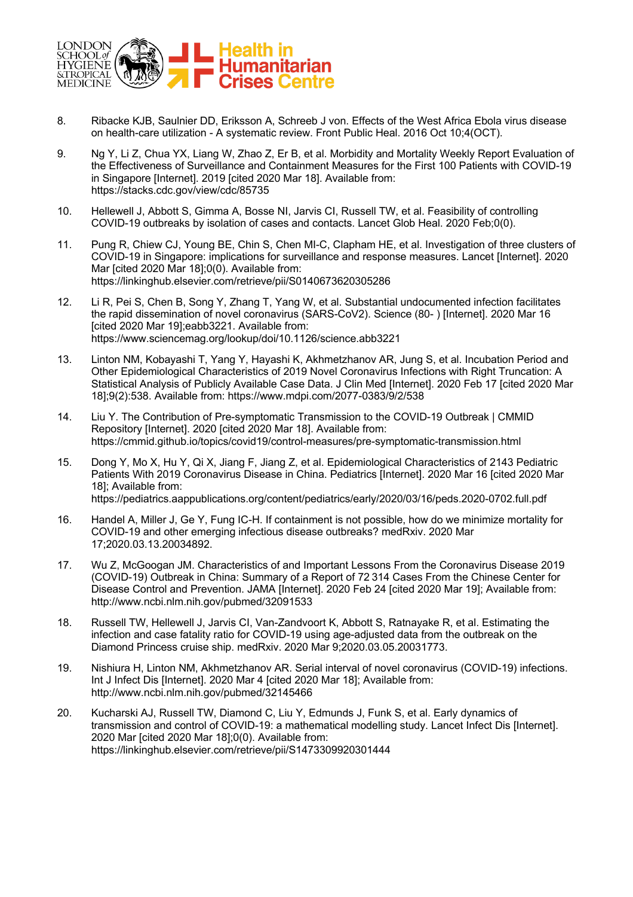8. Ribacke KJB, Saulnier DD, Eriksson A, Schreeb J von. Effects of the West Africa Ebola virus disease on health-care utilization - A systematic review. Front Public Heal. 2016 Oct 10;4(OCT).

9. Ng Y, Li Z, Chua YX, Liang W, Zhao Z, Er B, et al. Morbidity and Mortality Weekly Report Evaluation of the Effectiveness of Surveillance and Containment Measures for the First 100 Patients with COVID-19 in Singapore [Internet]. 2019 [cited 2020 Mar 18]. Available from: https://stacks.cdc.gov/view/cdc/85735

10. Hellewell J, Abbott S, Gimma A, Bosse NI, Jarvis CI, Russell TW, et al. Feasibility of controlling COVID-19 outbreaks by isolation of cases and contacts. Lancet Glob Heal. 2020 Feb;0(0).

11. Pung R, Chiew CJ, Young BE, Chin S, Chen MI-C, Clapham HE, et al. Investigation of three clusters of COVID-19 in Singapore: implications for surveillance and response measures. Lancet [Internet]. 2020 Mar [cited 2020 Mar 18];0(0). Available from: https://linkinghub.elsevier.com/retrieve/pii/S0140673620305286

12. Li R, Pei S, Chen B, Song Y, Zhang T, Yang W, et al. Substantial undocumented infection facilitates the rapid dissemination of novel coronavirus (SARS-CoV2). Science (80- ) [Internet]. 2020 Mar 16 [cited 2020 Mar 19];eabb3221. Available from: https://www.sciencemag.org/lookup/doi/10.1126/science.abb3221

13. Linton NM, Kobayashi T, Yang Y, Hayashi K, Akhmetzhanov AR, Jung S, et al. Incubation Period and Other Epidemiological Characteristics of 2019 Novel Coronavirus Infections with Right Truncation: A Statistical Analysis of Publicly Available Case Data. J Clin Med [Internet]. 2020 Feb 17 [cited 2020 Mar 18];9(2):538. Available from: https://www.mdpi.com/2077-0383/9/2/538

14. Liu Y. The Contribution of Pre-symptomatic Transmission to the COVID-19 Outbreak | CMMID Repository [Internet]. 2020 [cited 2020 Mar 18]. Available from: https://cmmid.github.io/topics/covid19/control-measures/pre-symptomatic-transmission.html

15. Dong Y, Mo X, Hu Y, Qi X, Jiang F, Jiang Z, et al. Epidemiological Characteristics of 2143 Pediatric Patients With 2019 Coronavirus Disease in China. Pediatrics [Internet]. 2020 Mar 16 [cited 2020 Mar 18]; Available from: https://pediatrics.aappublications.org/content/pediatrics/early/2020/03/16/peds.2020-0702.full.pdf

16. Handel A, Miller J, Ge Y, Fung IC-H. If containment is not possible, how do we minimize mortality for COVID-19 and other emerging infectious disease outbreaks? medRxiv. 2020 Mar 17;2020.03.13.20034892.

17. Wu Z, McGoogan JM. Characteristics of and Important Lessons From the Coronavirus Disease 2019 (COVID-19) Outbreak in China: Summary of a Report of 72 314 Cases From the Chinese Center for Disease Control and Prevention. JAMA [Internet]. 2020 Feb 24 [cited 2020 Mar 19]; Available from: http://www.ncbi.nlm.nih.gov/pubmed/32091533

18. Russell TW, Hellewell J, Jarvis CI, Van-Zandvoort K, Abbott S, Ratnayake R, et al. Estimating the infection and case fatality ratio for COVID-19 using age-adjusted data from the outbreak on the Diamond Princess cruise ship. medRxiv. 2020 Mar 9;2020.03.05.20031773.

19. Nishiura H, Linton NM, Akhmetzhanov AR. Serial interval of novel coronavirus (COVID-19) infections. Int J Infect Dis [Internet]. 2020 Mar 4 [cited 2020 Mar 18]; Available from: http://www.ncbi.nlm.nih.gov/pubmed/32145466

20. Kucharski AJ, Russell TW, Diamond C, Liu Y, Edmunds J, Funk S, et al. Early dynamics of transmission and control of COVID-19: a mathematical modelling study. Lancet Infect Dis [Internet]. 2020 Mar [cited 2020 Mar 18];0(0). Available from: https://linkinghub.elsevier.com/retrieve/pii/S1473309920301444